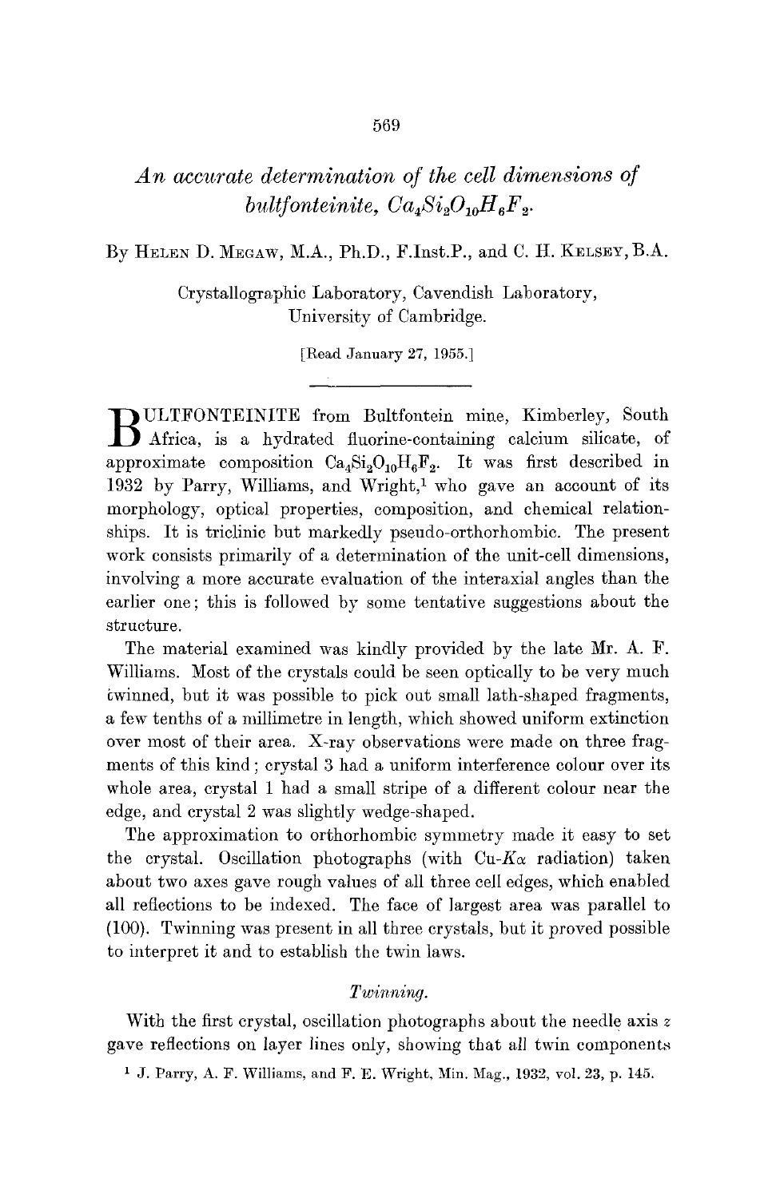# *An accurate determination of the cell dimensions of bultfonteinite, $Ca_4Si_2O_{10}H_6F_2$.*

By HELEN D. MEGAW, M.A., Ph.D., F.Inst.P., and C. H. KELSEY, B.A.

Crystallographic Laboratory, Cavendish Laboratory, University of Cambridge.

[Read January 27, 1955.]

BULTFONTEINITE from Bultfontein mine, Kimberley, South Africa, is a hydrated fluorine-containing calcium silicate, of approximate composition $Ca_4Si_2O_{10}H_6F_2$. It was first described in 1932 by Parry, Williams, and Wright,[1] who gave an account of its morphology, optical properties, composition, and chemical relationships. It is triclinic but markedly pseudo-orthorhombic. The present work consists primarily of a determination of the unit-cell dimensions, involving a more accurate evaluation of the interaxial angles than the earlier one; this is followed by some tentative suggestions about the structure.

The material examined was kindly provided by the late Mr. A. F. Williams. Most of the crystals could be seen optically to be very much twinned, but it was possible to pick out small lath-shaped fragments, a few tenths of a millimetre in length, which showed uniform extinction over most of their area. X-ray observations were made on three fragments of this kind; crystal 3 had a uniform interference colour over its whole area, crystal 1 had a small stripe of a different colour near the edge, and crystal 2 was slightly wedge-shaped.

The approximation to orthorhombic symmetry made it easy to set the crystal. Oscillation photographs (with Cu-$K\alpha$ radiation) taken about two axes gave rough values of all three cell edges, which enabled all reflections to be indexed. The face of largest area was parallel to (100). Twinning was present in all three crystals, but it proved possible to interpret it and to establish the twin laws.

## *Twinning.*

With the first crystal, oscillation photographs about the needle axis $z$ gave reflections on layer lines only, showing that all twin components

[1] J. Parry, A. F. Williams, and F. E. Wright, Min. Mag., 1932, vol. 23, p. 145.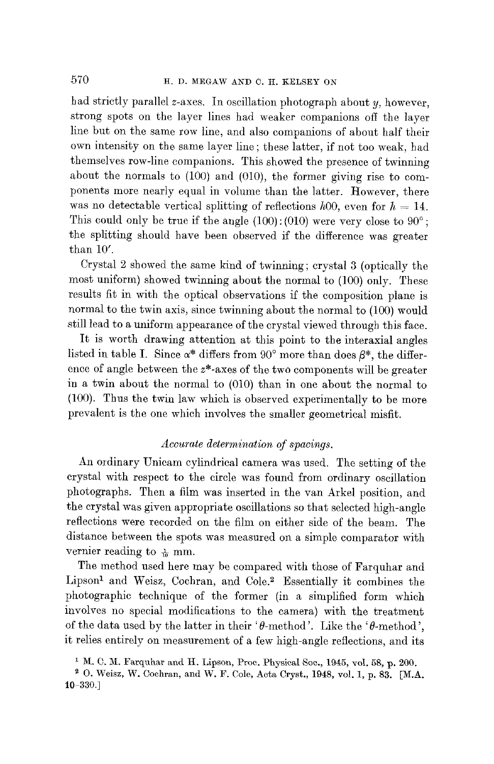had strictly parallel $z$-axes. In oscillation photograph about $y$, however, strong spots on the layer lines had weaker companions off the layer line but on the same row line, and also companions of about half their own intensity on the same layer line; these latter, if not too weak, had themselves row-line companions. This showed the presence of twinning about the normals to (100) and (010), the former giving rise to components more nearly equal in volume than the latter. However, there was no detectable vertical splitting of reflections $h00$, even for $h = 14$. This could only be true if the angle (100):(010) were very close to 90°; the splitting should have been observed if the difference was greater than 10′.

Crystal 2 showed the same kind of twinning; crystal 3 (optically the most uniform) showed twinning about the normal to (100) only. These results fit in with the optical observations if the composition plane is normal to the twin axis, since twinning about the normal to (100) would still lead to a uniform appearance of the crystal viewed through this face.

It is worth drawing attention at this point to the interaxial angles listed in table I. Since $\alpha^*$ differs from 90° more than does $\beta^*$, the difference of angle between the $z^*$-axes of the two components will be greater in a twin about the normal to (010) than in one about the normal to (100). Thus the twin law which is observed experimentally to be more prevalent is the one which involves the smaller geometrical misfit.

### *Accurate determination of spacings.*

An ordinary Unicam cylindrical camera was used. The setting of the crystal with respect to the circle was found from ordinary oscillation photographs. Then a film was inserted in the van Arkel position, and the crystal was given appropriate oscillations so that selected high-angle reflections were recorded on the film on either side of the beam. The distance between the spots was measured on a simple comparator with vernier reading to $\frac{1}{10}$ mm.

The method used here may be compared with those of Farquhar and Lipson[1] and Weisz, Cochran, and Cole.[2] Essentially it combines the photographic technique of the former (in a simplified form which involves no special modifications to the camera) with the treatment of the data used by the latter in their '$\theta$-method'. Like the '$\theta$-method', it relies entirely on measurement of a few high-angle reflections, and its

[1] M. C. M. Farquhar and H. Lipson, Proc. Physical Soc., 1945, vol. 58, p. 200.

[2] O. Weisz, W. Cochran, and W. F. Cole, Acta Cryst., 1948, vol. 1, p. 83. [M.A. 10-330.]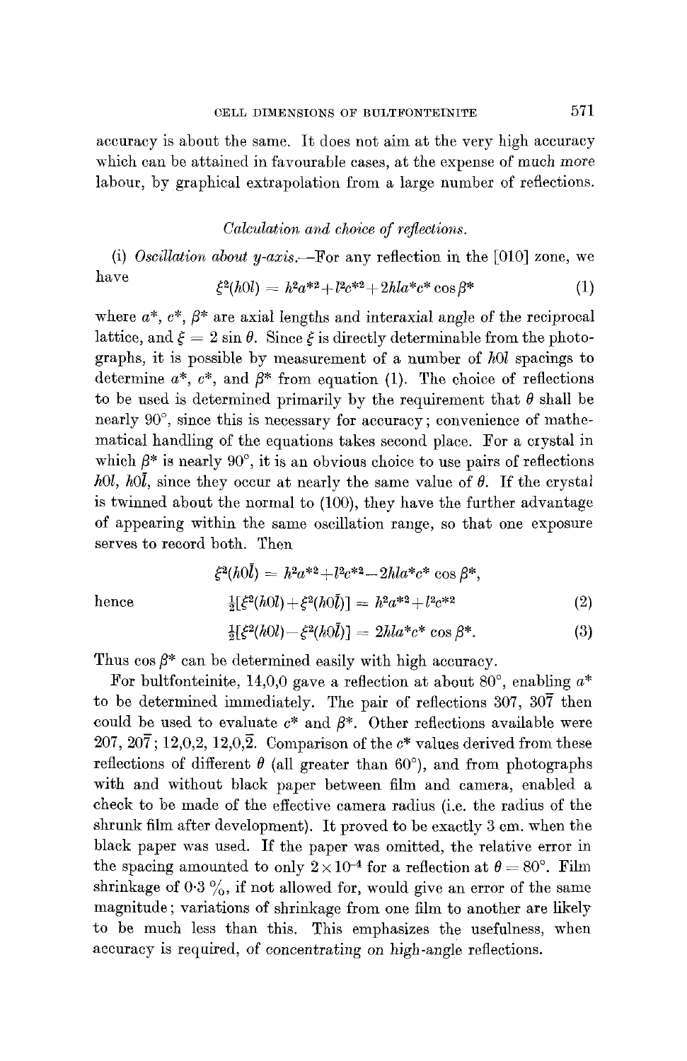accuracy is about the same. It does not aim at the very high accuracy which can be attained in favourable cases, at the expense of much more labour, by graphical extrapolation from a large number of reflections.

### *Calculation and choice of reflections.*

(i) *Oscillation about y-axis.*—For any reflection in the [010] zone, we have

$$\xi^2(h0l) = h^2a^{*2}+l^2c^{*2}+2hla^*c^*\cos\beta^* \tag{1}$$

where $a^*$, $c^*$, $\beta^*$ are axial lengths and interaxial angle of the reciprocal lattice, and $\xi = 2\sin\theta$. Since $\xi$ is directly determinable from the photographs, it is possible by measurement of a number of $h0l$ spacings to determine $a^*$, $c^*$, and $\beta^*$ from equation (1). The choice of reflections to be used is determined primarily by the requirement that $\theta$ shall be nearly 90°, since this is necessary for accuracy; convenience of mathematical handling of the equations takes second place. For a crystal in which $\beta^*$ is nearly 90°, it is an obvious choice to use pairs of reflections $h0l$, $h0\bar{l}$, since they occur at nearly the same value of $\theta$. If the crystal is twinned about the normal to (100), they have the further advantage of appearing within the same oscillation range, so that one exposure serves to record both. Then

$$\xi^2(h0\bar{l}) = h^2a^{*2}+l^2c^{*2}-2hla^*c^*\cos\beta^*,$$

hence

$$\tfrac{1}{2}[\xi^2(h0l)+\xi^2(h0\bar{l})] = h^2a^{*2}+l^2c^{*2} \tag{2}$$

$$\tfrac{1}{2}[\xi^2(h0l)-\xi^2(h0\bar{l})] = 2hla^*c^*\cos\beta^*. \tag{3}$$

Thus $\cos\beta^*$ can be determined easily with high accuracy.

For bultfonteinite, 14,0,0 gave a reflection at about 80°, enabling $a^*$ to be determined immediately. The pair of reflections 307, $30\bar{7}$ then could be used to evaluate $c^*$ and $\beta^*$. Other reflections available were 207, $20\bar{7}$; 12,0,2, 12,0,$\bar{2}$. Comparison of the $c^*$ values derived from these reflections of different $\theta$ (all greater than 60°), and from photographs with and without black paper between film and camera, enabled a check to be made of the effective camera radius (i.e. the radius of the shrunk film after development). It proved to be exactly 3 cm. when the black paper was used. If the paper was omitted, the relative error in the spacing amounted to only $2\times10^{-4}$ for a reflection at $\theta = 80°$. Film shrinkage of 0·3 %, if not allowed for, would give an error of the same magnitude; variations of shrinkage from one film to another are likely to be much less than this. This emphasizes the usefulness, when accuracy is required, of concentrating on high-angle reflections.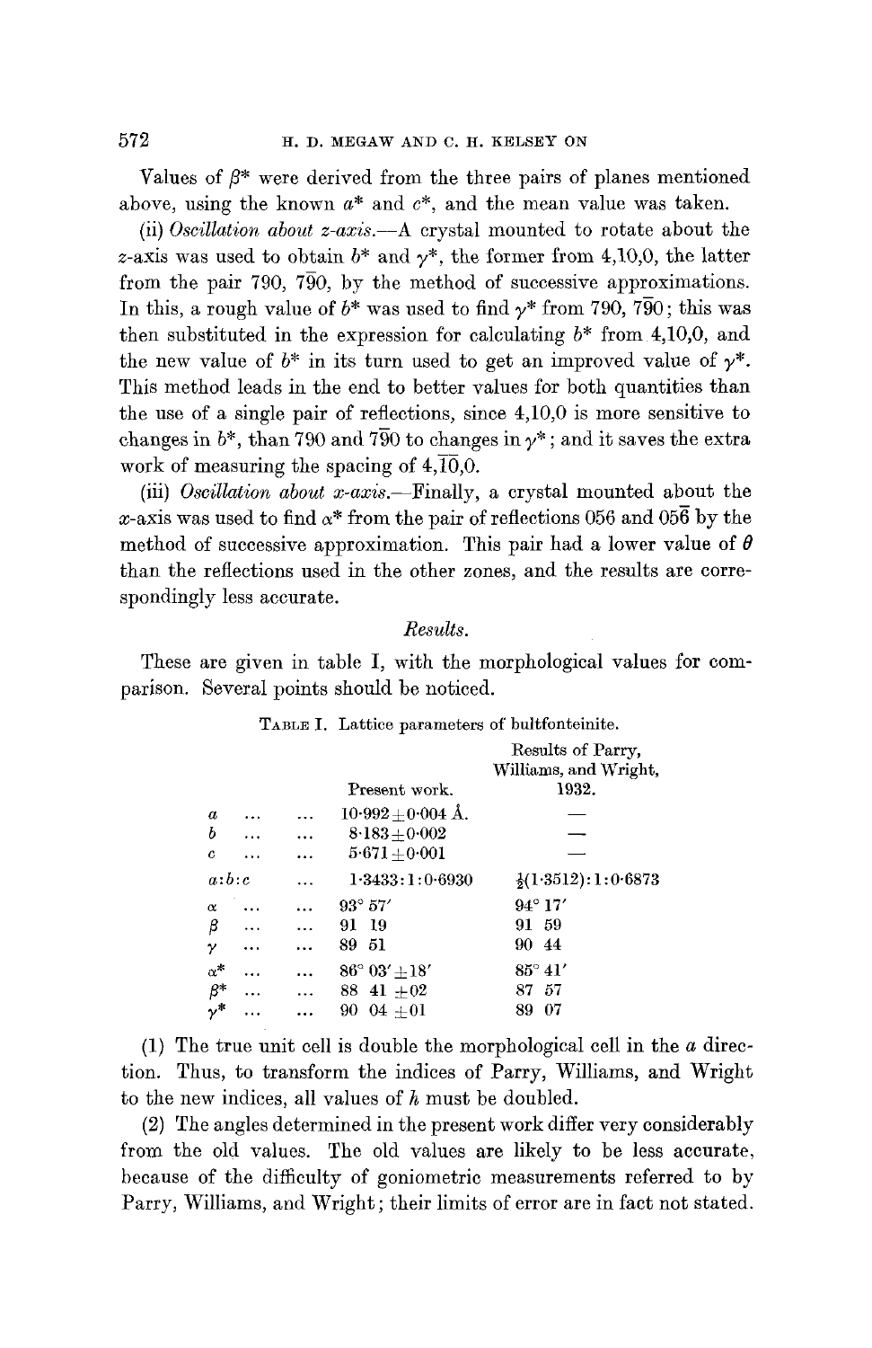Values of $\beta^*$ were derived from the three pairs of planes mentioned above, using the known $a^*$ and $c^*$, and the mean value was taken.

(ii) *Oscillation about z-axis.*—A crystal mounted to rotate about the $z$-axis was used to obtain $b^*$ and $\gamma^*$, the former from 4,10,0, the latter from the pair 790, $7\bar{9}0$, by the method of successive approximations. In this, a rough value of $b^*$ was used to find $\gamma^*$ from 790, $7\bar{9}0$; this was then substituted in the expression for calculating $b^*$ from 4,10,0, and the new value of $b^*$ in its turn used to get an improved value of $\gamma^*$. This method leads in the end to better values for both quantities than the use of a single pair of reflections, since 4,10,0 is more sensitive to changes in $b^*$, than 790 and $7\bar{9}0$ to changes in $\gamma^*$; and it saves the extra work of measuring the spacing of $4,\overline{10},0$.

(iii) *Oscillation about x-axis.*—Finally, a crystal mounted about the $x$-axis was used to find $\alpha^*$ from the pair of reflections 056 and $05\bar{6}$ by the method of successive approximation. This pair had a lower value of $\theta$ than the reflections used in the other zones, and the results are correspondingly less accurate.

*Results.*

These are given in table I, with the morphological values for comparison. Several points should be noticed.

TABLE I. Lattice parameters of bultfonteinite.

| | Present work. | Results of Parry, Williams, and Wright, 1932. |
|---|---|---|
| $a$ ... ... | $10{\cdot}992\pm0{\cdot}004$ Å. | — |
| $b$ ... ... | $8{\cdot}183\pm0{\cdot}002$ | — |
| $c$ ... ... | $5{\cdot}671\pm0{\cdot}001$ | — |
| $a:b:c$ ... | $1{\cdot}3433:1:0{\cdot}6930$ | $\frac{1}{2}(1{\cdot}3512):1:0{\cdot}6873$ |
| $\alpha$ ... ... | 93° 57′ | 94° 17′ |
| $\beta$ ... ... | 91 19 | 91 59 |
| $\gamma$ ... ... | 89 51 | 90 44 |
| $\alpha^*$ ... ... | 86° 03′ ±18′ | 85° 41′ |
| $\beta^*$ ... ... | 88 41 ±02 | 87 57 |
| $\gamma^*$ ... ... | 90 04 ±01 | 89 07 |

(1) The true unit cell is double the morphological cell in the $a$ direction. Thus, to transform the indices of Parry, Williams, and Wright to the new indices, all values of $h$ must be doubled.

(2) The angles determined in the present work differ very considerably from the old values. The old values are likely to be less accurate, because of the difficulty of goniometric measurements referred to by Parry, Williams, and Wright; their limits of error are in fact not stated.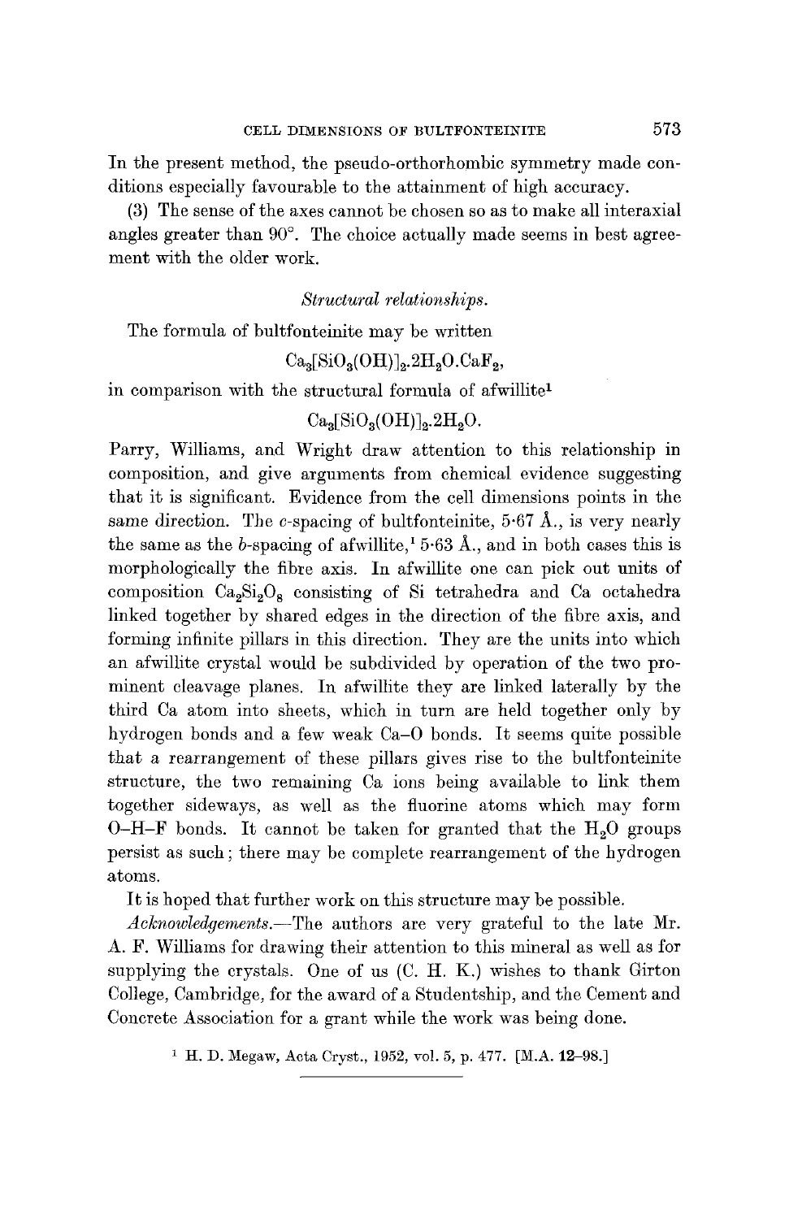In the present method, the pseudo-orthorhombic symmetry made conditions especially favourable to the attainment of high accuracy.

(3) The sense of the axes cannot be chosen so as to make all interaxial angles greater than 90°. The choice actually made seems in best agreement with the older work.

*Structural relationships.*

The formula of bultfonteinite may be written

$$Ca_3[SiO_3(OH)]_2.2H_2O.CaF_2,$$

in comparison with the structural formula of afwillite[1]

$$Ca_3[SiO_3(OH)]_2.2H_2O.$$

Parry, Williams, and Wright draw attention to this relationship in composition, and give arguments from chemical evidence suggesting that it is significant. Evidence from the cell dimensions points in the same direction. The $c$-spacing of bultfonteinite, 5·67 Å., is very nearly the same as the $b$-spacing of afwillite,[1] 5·63 Å., and in both cases this is morphologically the fibre axis. In afwillite one can pick out units of composition $Ca_2Si_2O_8$ consisting of Si tetrahedra and Ca octahedra linked together by shared edges in the direction of the fibre axis, and forming infinite pillars in this direction. They are the units into which an afwillite crystal would be subdivided by operation of the two prominent cleavage planes. In afwillite they are linked laterally by the third Ca atom into sheets, which in turn are held together only by hydrogen bonds and a few weak Ca–O bonds. It seems quite possible that a rearrangement of these pillars gives rise to the bultfonteinite structure, the two remaining Ca ions being available to link them together sideways, as well as the fluorine atoms which may form O–H–F bonds. It cannot be taken for granted that the $H_2O$ groups persist as such; there may be complete rearrangement of the hydrogen atoms.

It is hoped that further work on this structure may be possible.

*Acknowledgements.*—The authors are very grateful to the late Mr. A. F. Williams for drawing their attention to this mineral as well as for supplying the crystals. One of us (C. H. K.) wishes to thank Girton College, Cambridge, for the award of a Studentship, and the Cement and Concrete Association for a grant while the work was being done.

[1] H. D. Megaw, Acta Cryst., 1952, vol. 5, p. 477. [M.A. **12**–98.]